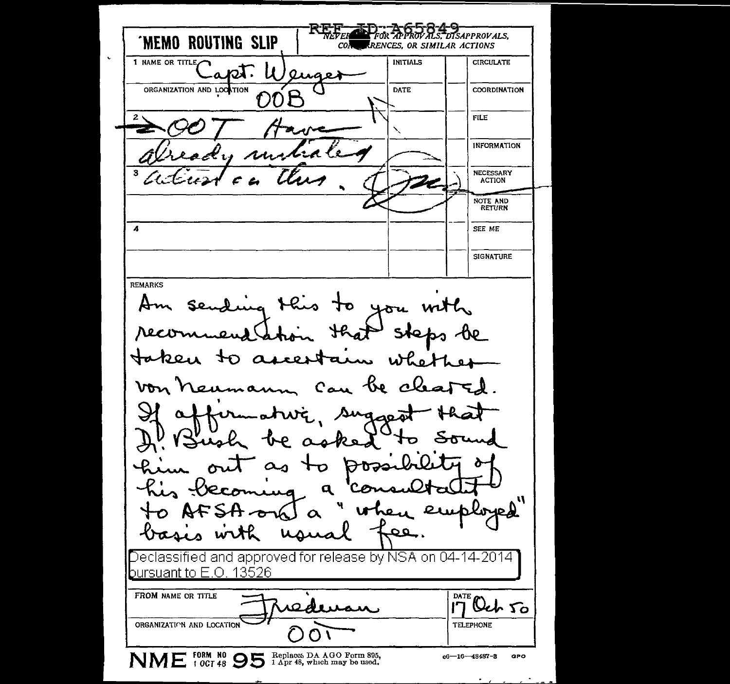REF ID:A65849

**MEMO ROUTING SLIP**

NEVER [redacted] FOR APPROVALS, DISAPPROVALS, CON[redacted]RENCES, OR SIMILAR ACTIONS

| | NAME OR TITLE | INITIALS | | |
|---|---|---|---|---|
| 1 | Capt. Wenger | | | CIRCULATE |
| | ORGANIZATION AND LOCATION: OOB | DATE | | COORDINATION |
| 2 | OOT Have | | | FILE |
| | already initiated | | | INFORMATION |
| 3 | action on this. | | | NECESSARY ACTION |
| | | | | NOTE AND RETURN |
| 4 | | | | SEE ME |
| | | | | SIGNATURE |

REMARKS

Am sending this to you with recommendation that steps be taken to ascertain whether von Neumann can be cleared. If affirmative, suggest that Dr. Bush be asked to sound him out as to possibility of his becoming a consultant to AFSA on a "when employed" basis with usual fee.

Declassified and approved for release by NSA on 04-14-2014 pursuant to E.O. 13526

| FROM NAME OR TITLE | DATE |
|---|---|
| Friedman | 17 Oct 50 |
| ORGANIZATION AND LOCATION | TELEPHONE |
| OO1 | |

NME FORM NO 95 (1 OCT 48) Replaces DA AGO Form 895, 1 Apr 48, which may be used. c6—16—48487-3 GPO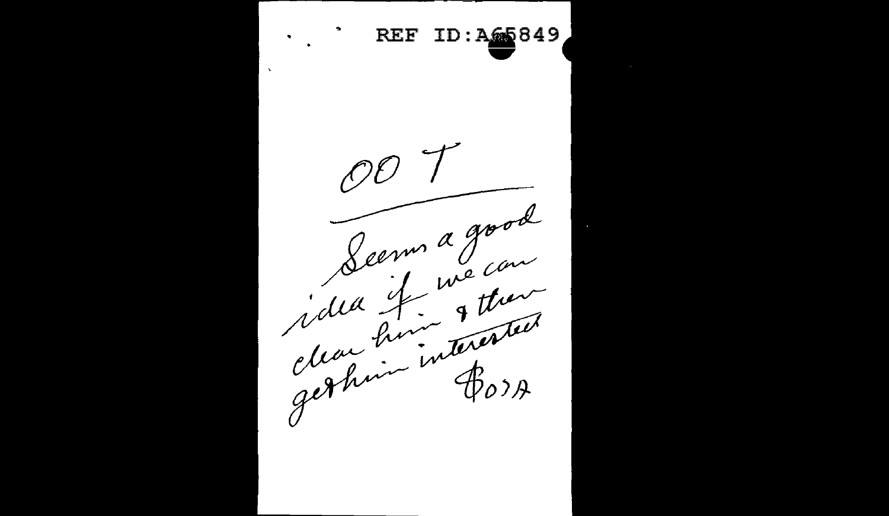REF ID:A65849

OO T

Seems a good idea if we can clear him & then get him interested

B O S A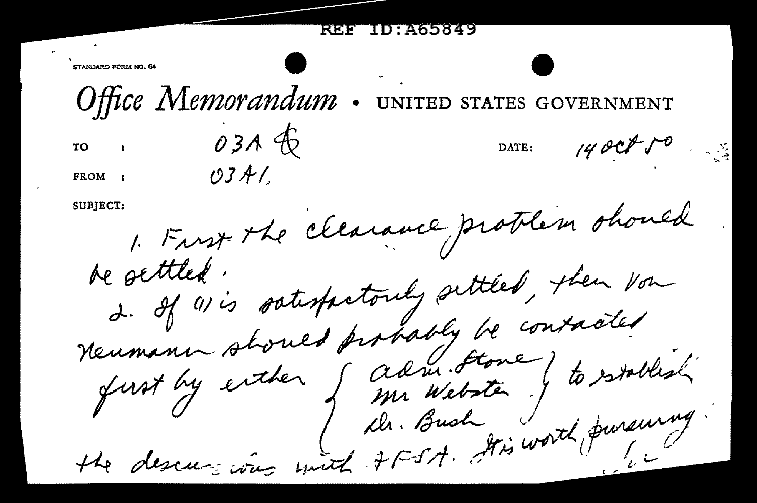REF ID:A65849

STANDARD FORM NO. 64

*Office Memorandum* • UNITED STATES GOVERNMENT

TO : 03A &nbsp;&nbsp;&nbsp;&nbsp;&nbsp;&nbsp;&nbsp;&nbsp; DATE: 14 Oct 50

FROM : 03A1.

SUBJECT:

1. First the clearance problem should be settled.

2. If (1) is satisfactorily settled, then Von Neumann should probably be contacted first by either { Adm. Stone / Mr Webster / Dr. Bush } to establish the discussions with AFSA. It is worth pursuing.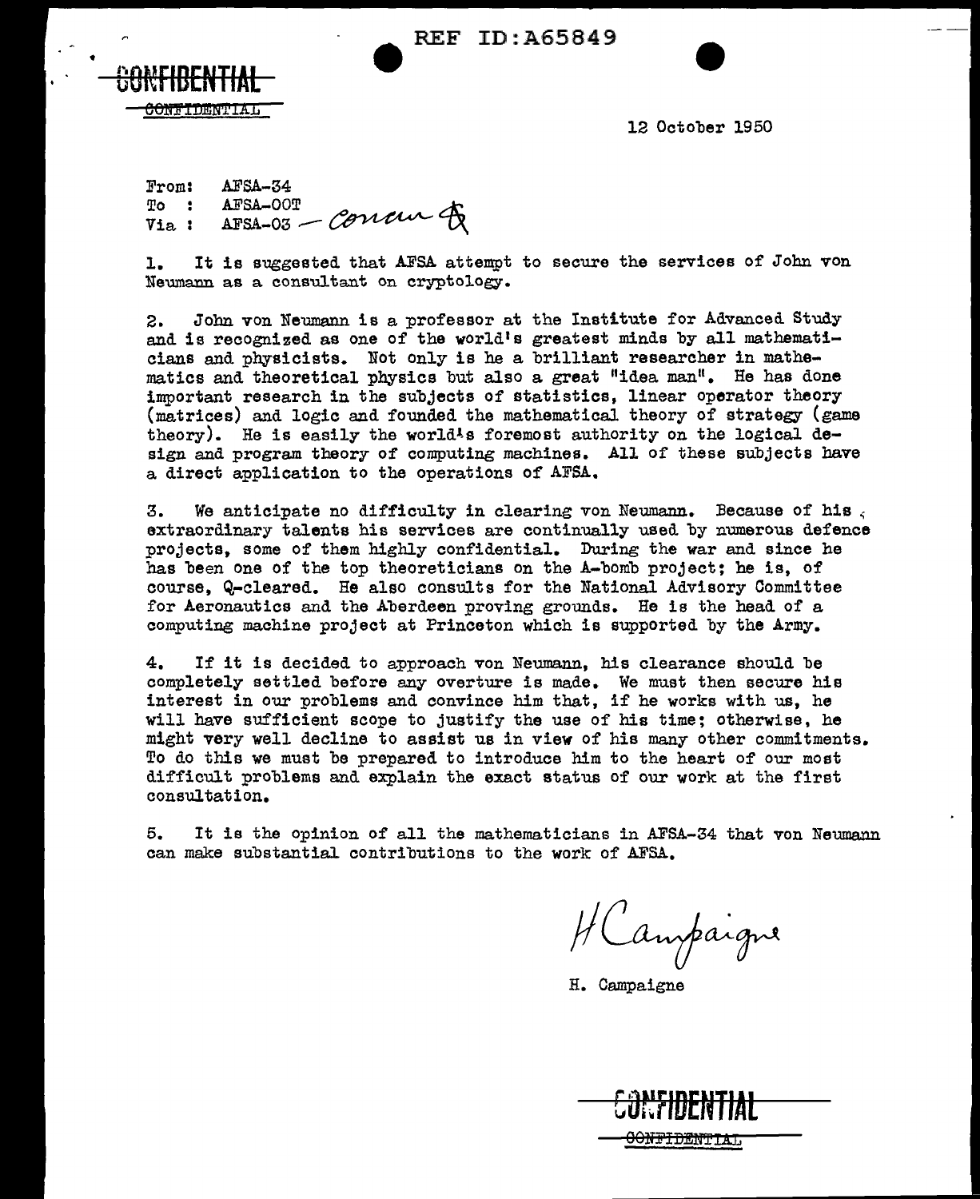REF ID:A65849

CONFIDENTIAL

CONFIDENTIAL

12 October 1950

From: AFSA-34
To : AFSA-00T
Via : AFSA-03 — Concur

1. It is suggested that AFSA attempt to secure the services of John von Neumann as a consultant on cryptology.

2. John von Neumann is a professor at the Institute for Advanced Study and is recognized as one of the world's greatest minds by all mathematicians and physicists. Not only is he a brilliant researcher in mathematics and theoretical physics but also a great "idea man". He has done important research in the subjects of statistics, linear operator theory (matrices) and logic and founded the mathematical theory of strategy (game theory). He is easily the world's foremost authority on the logical design and program theory of computing machines. All of these subjects have a direct application to the operations of AFSA.

3. We anticipate no difficulty in clearing von Neumann. Because of his extraordinary talents his services are continually used by numerous defence projects, some of them highly confidential. During the war and since he has been one of the top theoreticians on the A-bomb project; he is, of course, Q-cleared. He also consults for the National Advisory Committee for Aeronautics and the Aberdeen proving grounds. He is the head of a computing machine project at Princeton which is supported by the Army.

4. If it is decided to approach von Neumann, his clearance should be completely settled before any overture is made. We must then secure his interest in our problems and convince him that, if he works with us, he will have sufficient scope to justify the use of his time; otherwise, he might very well decline to assist us in view of his many other commitments. To do this we must be prepared to introduce him to the heart of our most difficult problems and explain the exact status of our work at the first consultation.

5. It is the opinion of all the mathematicians in AFSA-34 that von Neumann can make substantial contributions to the work of AFSA.

H Campaigne

H. Campaigne

CONFIDENTIAL

CONFIDENTIAL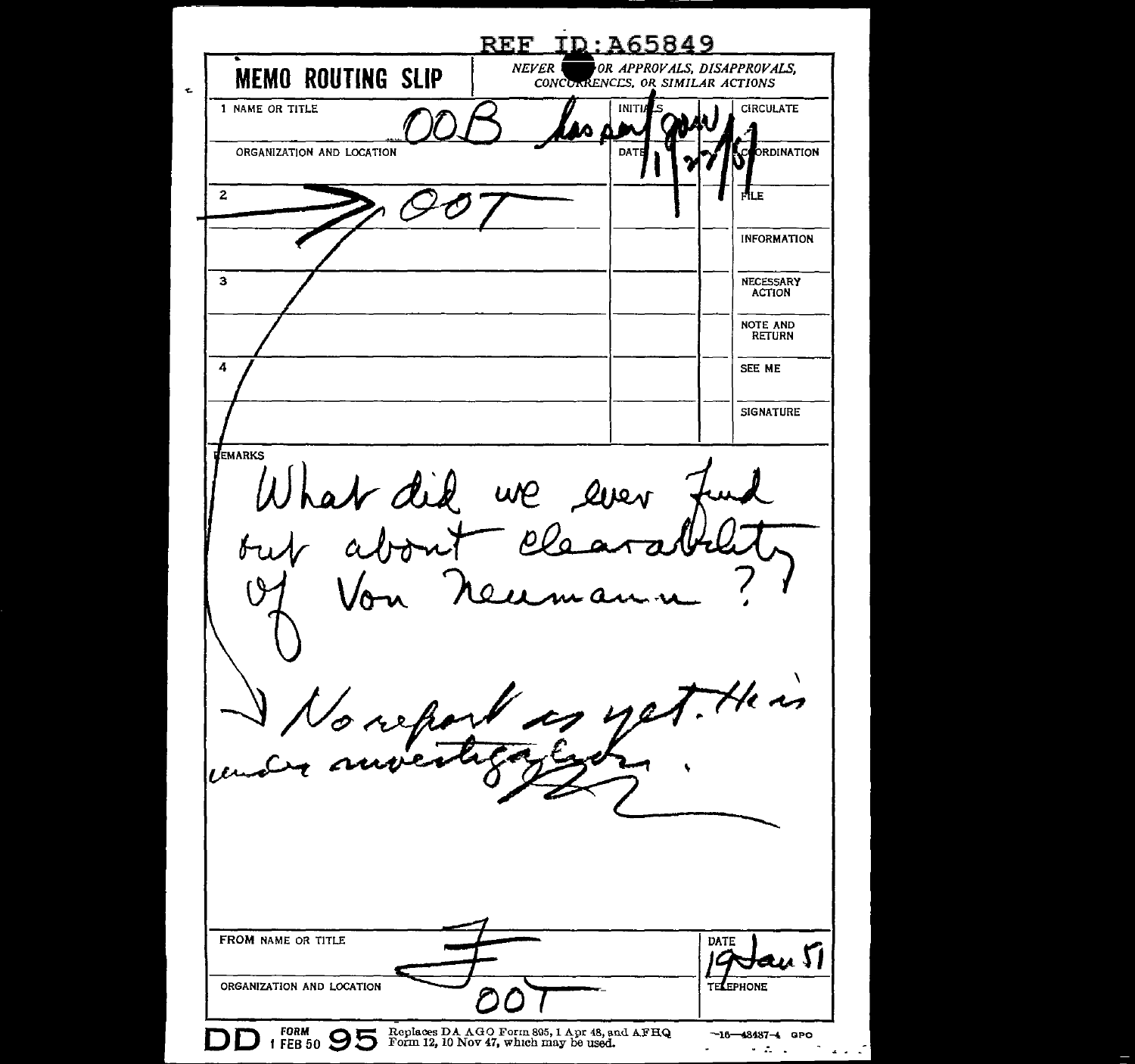REF ID:A65849

**MEMO ROUTING SLIP**

NEVER USE FOR APPROVALS, DISAPPROVALS, CONCURRENCES, OR SIMILAR ACTIONS

| NAME OR TITLE | INITIALS | | |
|---|---|---|---|
| 1 OOB | [initials] | | CIRCULATE |
| ORGANIZATION AND LOCATION | DATE 1/22/51 | | COORDINATION |
| 2 → OOT | | | FILE |
| | | | INFORMATION |
| 3 | | | NECESSARY ACTION |
| | | | NOTE AND RETURN |
| 4 | | | SEE ME |
| | | | SIGNATURE |

REMARKS

What did we ever find out about clearability of Von Neumann?

→ No report as yet. He is under investigation.

FROM NAME OR TITLE: F

ORGANIZATION AND LOCATION: OOT

DATE: 19 Jan 51

TELEPHONE

DD FORM 95, 1 FEB 50 — Replaces DA AGO Form 895, 1 Apr 48, and AFHQ Form 12, 10 Nov 47, which may be used.

—16—48487-4 GPO